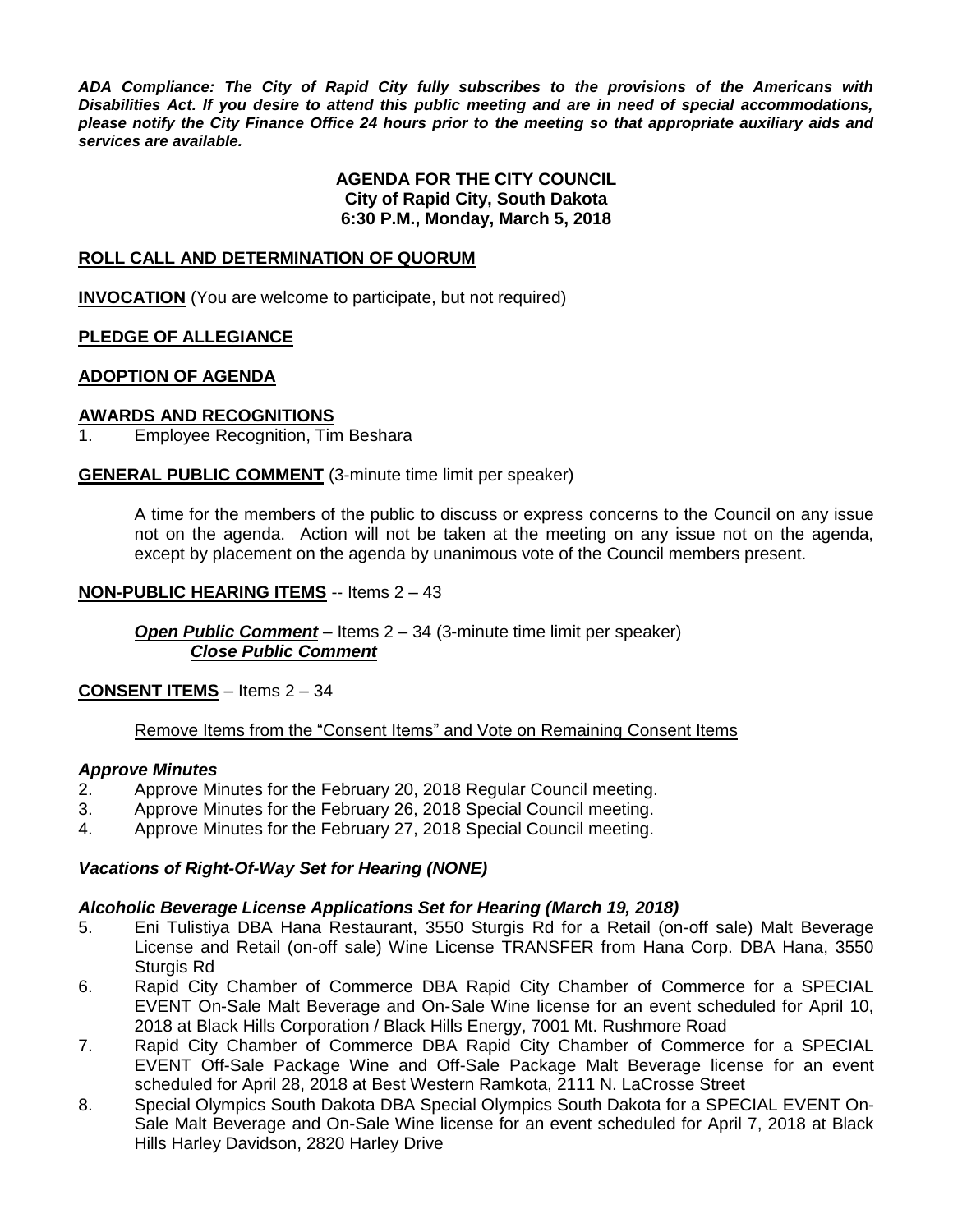***ADA Compliance: The City of Rapid City fully subscribes to the provisions of the Americans with Disabilities Act. If you desire to attend this public meeting and are in need of special accommodations, please notify the City Finance Office 24 hours prior to the meeting so that appropriate auxiliary aids and services are available.***

**AGENDA FOR THE CITY COUNCIL**
**City of Rapid City, South Dakota**
**6:30 P.M., Monday, March 5, 2018**

**ROLL CALL AND DETERMINATION OF QUORUM**

**INVOCATION** (You are welcome to participate, but not required)

**PLEDGE OF ALLEGIANCE**

**ADOPTION OF AGENDA**

**AWARDS AND RECOGNITIONS**

1. Employee Recognition, Tim Beshara

**GENERAL PUBLIC COMMENT** (3-minute time limit per speaker)

A time for the members of the public to discuss or express concerns to the Council on any issue not on the agenda. Action will not be taken at the meeting on any issue not on the agenda, except by placement on the agenda by unanimous vote of the Council members present.

**NON-PUBLIC HEARING ITEMS** -- Items 2 – 43

***Open Public Comment*** – Items 2 – 34 (3-minute time limit per speaker)
***Close Public Comment***

**CONSENT ITEMS** – Items 2 – 34

Remove Items from the "Consent Items" and Vote on Remaining Consent Items

***Approve Minutes***

2. Approve Minutes for the February 20, 2018 Regular Council meeting.
3. Approve Minutes for the February 26, 2018 Special Council meeting.
4. Approve Minutes for the February 27, 2018 Special Council meeting.

***Vacations of Right-Of-Way Set for Hearing (NONE)***

***Alcoholic Beverage License Applications Set for Hearing (March 19, 2018)***

5. Eni Tulistiya DBA Hana Restaurant, 3550 Sturgis Rd for a Retail (on-off sale) Malt Beverage License and Retail (on-off sale) Wine License TRANSFER from Hana Corp. DBA Hana, 3550 Sturgis Rd
6. Rapid City Chamber of Commerce DBA Rapid City Chamber of Commerce for a SPECIAL EVENT On-Sale Malt Beverage and On-Sale Wine license for an event scheduled for April 10, 2018 at Black Hills Corporation / Black Hills Energy, 7001 Mt. Rushmore Road
7. Rapid City Chamber of Commerce DBA Rapid City Chamber of Commerce for a SPECIAL EVENT Off-Sale Package Wine and Off-Sale Package Malt Beverage license for an event scheduled for April 28, 2018 at Best Western Ramkota, 2111 N. LaCrosse Street
8. Special Olympics South Dakota DBA Special Olympics South Dakota for a SPECIAL EVENT On-Sale Malt Beverage and On-Sale Wine license for an event scheduled for April 7, 2018 at Black Hills Harley Davidson, 2820 Harley Drive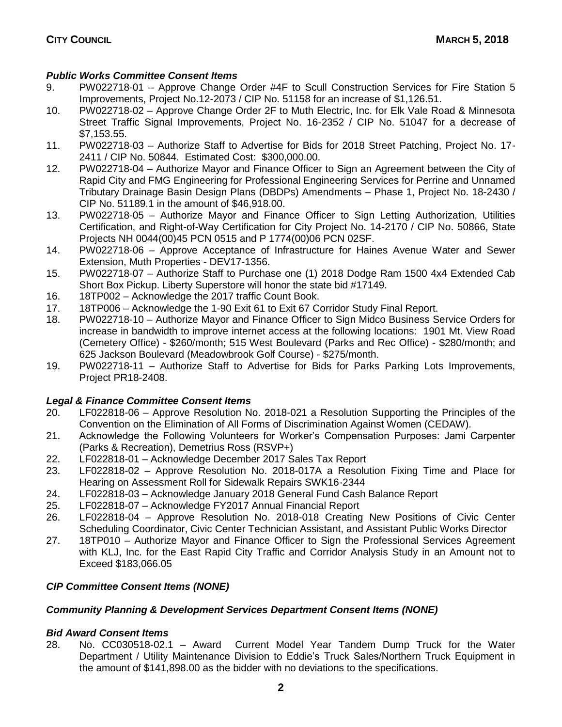### *Public Works Committee Consent Items*

9. PW022718-01 – Approve Change Order #4F to Scull Construction Services for Fire Station 5 Improvements, Project No.12-2073 / CIP No. 51158 for an increase of $1,126.51.
10. PW022718-02 – Approve Change Order 2F to Muth Electric, Inc. for Elk Vale Road & Minnesota Street Traffic Signal Improvements, Project No. 16-2352 / CIP No. 51047 for a decrease of $7,153.55.
11. PW022718-03 – Authorize Staff to Advertise for Bids for 2018 Street Patching, Project No. 17-2411 / CIP No. 50844. Estimated Cost: $300,000.00.
12. PW022718-04 – Authorize Mayor and Finance Officer to Sign an Agreement between the City of Rapid City and FMG Engineering for Professional Engineering Services for Perrine and Unnamed Tributary Drainage Basin Design Plans (DBDPs) Amendments – Phase 1, Project No. 18-2430 / CIP No. 51189.1 in the amount of $46,918.00.
13. PW022718-05 – Authorize Mayor and Finance Officer to Sign Letting Authorization, Utilities Certification, and Right-of-Way Certification for City Project No. 14-2170 / CIP No. 50866, State Projects NH 0044(00)45 PCN 0515 and P 1774(00)06 PCN 02SF.
14. PW022718-06 – Approve Acceptance of Infrastructure for Haines Avenue Water and Sewer Extension, Muth Properties - DEV17-1356.
15. PW022718-07 – Authorize Staff to Purchase one (1) 2018 Dodge Ram 1500 4x4 Extended Cab Short Box Pickup. Liberty Superstore will honor the state bid #17149.
16. 18TP002 – Acknowledge the 2017 traffic Count Book.
17. 18TP006 – Acknowledge the 1-90 Exit 61 to Exit 67 Corridor Study Final Report.
18. PW022718-10 – Authorize Mayor and Finance Officer to Sign Midco Business Service Orders for increase in bandwidth to improve internet access at the following locations: 1901 Mt. View Road (Cemetery Office) - $260/month; 515 West Boulevard (Parks and Rec Office) - $280/month; and 625 Jackson Boulevard (Meadowbrook Golf Course) - $275/month.
19. PW022718-11 – Authorize Staff to Advertise for Bids for Parks Parking Lots Improvements, Project PR18-2408.

### *Legal & Finance Committee Consent Items*

20. LF022818-06 – Approve Resolution No. 2018-021 a Resolution Supporting the Principles of the Convention on the Elimination of All Forms of Discrimination Against Women (CEDAW).
21. Acknowledge the Following Volunteers for Worker's Compensation Purposes: Jami Carpenter (Parks & Recreation), Demetrius Ross (RSVP+)
22. LF022818-01 – Acknowledge December 2017 Sales Tax Report
23. LF022818-02 – Approve Resolution No. 2018-017A a Resolution Fixing Time and Place for Hearing on Assessment Roll for Sidewalk Repairs SWK16-2344
24. LF022818-03 – Acknowledge January 2018 General Fund Cash Balance Report
25. LF022818-07 – Acknowledge FY2017 Annual Financial Report
26. LF022818-04 – Approve Resolution No. 2018-018 Creating New Positions of Civic Center Scheduling Coordinator, Civic Center Technician Assistant, and Assistant Public Works Director
27. 18TP010 – Authorize Mayor and Finance Officer to Sign the Professional Services Agreement with KLJ, Inc. for the East Rapid City Traffic and Corridor Analysis Study in an Amount not to Exceed $183,066.05

### *CIP Committee Consent Items (NONE)*

### *Community Planning & Development Services Department Consent Items (NONE)*

### *Bid Award Consent Items*

28. No. CC030518-02.1 – Award Current Model Year Tandem Dump Truck for the Water Department / Utility Maintenance Division to Eddie's Truck Sales/Northern Truck Equipment in the amount of $141,898.00 as the bidder with no deviations to the specifications.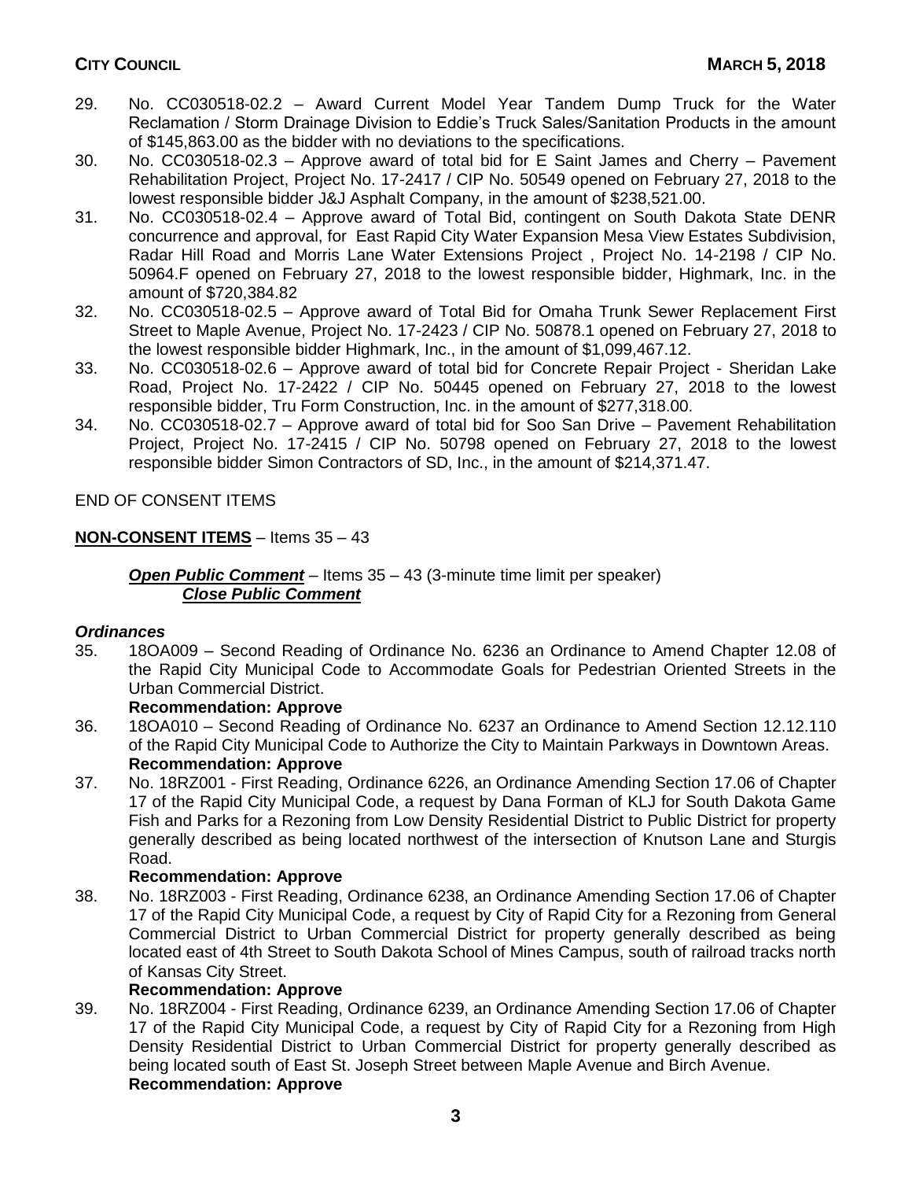29. No. CC030518-02.2 – Award Current Model Year Tandem Dump Truck for the Water Reclamation / Storm Drainage Division to Eddie's Truck Sales/Sanitation Products in the amount of $145,863.00 as the bidder with no deviations to the specifications.
30. No. CC030518-02.3 – Approve award of total bid for E Saint James and Cherry – Pavement Rehabilitation Project, Project No. 17-2417 / CIP No. 50549 opened on February 27, 2018 to the lowest responsible bidder J&J Asphalt Company, in the amount of $238,521.00.
31. No. CC030518-02.4 – Approve award of Total Bid, contingent on South Dakota State DENR concurrence and approval, for East Rapid City Water Expansion Mesa View Estates Subdivision, Radar Hill Road and Morris Lane Water Extensions Project , Project No. 14-2198 / CIP No. 50964.F opened on February 27, 2018 to the lowest responsible bidder, Highmark, Inc. in the amount of $720,384.82
32. No. CC030518-02.5 – Approve award of Total Bid for Omaha Trunk Sewer Replacement First Street to Maple Avenue, Project No. 17-2423 / CIP No. 50878.1 opened on February 27, 2018 to the lowest responsible bidder Highmark, Inc., in the amount of $1,099,467.12.
33. No. CC030518-02.6 – Approve award of total bid for Concrete Repair Project - Sheridan Lake Road, Project No. 17-2422 / CIP No. 50445 opened on February 27, 2018 to the lowest responsible bidder, Tru Form Construction, Inc. in the amount of $277,318.00.
34. No. CC030518-02.7 – Approve award of total bid for Soo San Drive – Pavement Rehabilitation Project, Project No. 17-2415 / CIP No. 50798 opened on February 27, 2018 to the lowest responsible bidder Simon Contractors of SD, Inc., in the amount of $214,371.47.

END OF CONSENT ITEMS

**NON-CONSENT ITEMS** – Items 35 – 43

***Open Public Comment*** – Items 35 – 43 (3-minute time limit per speaker)
***Close Public Comment***

### *Ordinances*

35. 18OA009 – Second Reading of Ordinance No. 6236 an Ordinance to Amend Chapter 12.08 of the Rapid City Municipal Code to Accommodate Goals for Pedestrian Oriented Streets in the Urban Commercial District.
**Recommendation: Approve**
36. 18OA010 – Second Reading of Ordinance No. 6237 an Ordinance to Amend Section 12.12.110 of the Rapid City Municipal Code to Authorize the City to Maintain Parkways in Downtown Areas.
**Recommendation: Approve**
37. No. 18RZ001 - First Reading, Ordinance 6226, an Ordinance Amending Section 17.06 of Chapter 17 of the Rapid City Municipal Code, a request by Dana Forman of KLJ for South Dakota Game Fish and Parks for a Rezoning from Low Density Residential District to Public District for property generally described as being located northwest of the intersection of Knutson Lane and Sturgis Road.
**Recommendation: Approve**
38. No. 18RZ003 - First Reading, Ordinance 6238, an Ordinance Amending Section 17.06 of Chapter 17 of the Rapid City Municipal Code, a request by City of Rapid City for a Rezoning from General Commercial District to Urban Commercial District for property generally described as being located east of 4th Street to South Dakota School of Mines Campus, south of railroad tracks north of Kansas City Street.
**Recommendation: Approve**
39. No. 18RZ004 - First Reading, Ordinance 6239, an Ordinance Amending Section 17.06 of Chapter 17 of the Rapid City Municipal Code, a request by City of Rapid City for a Rezoning from High Density Residential District to Urban Commercial District for property generally described as being located south of East St. Joseph Street between Maple Avenue and Birch Avenue.
**Recommendation: Approve**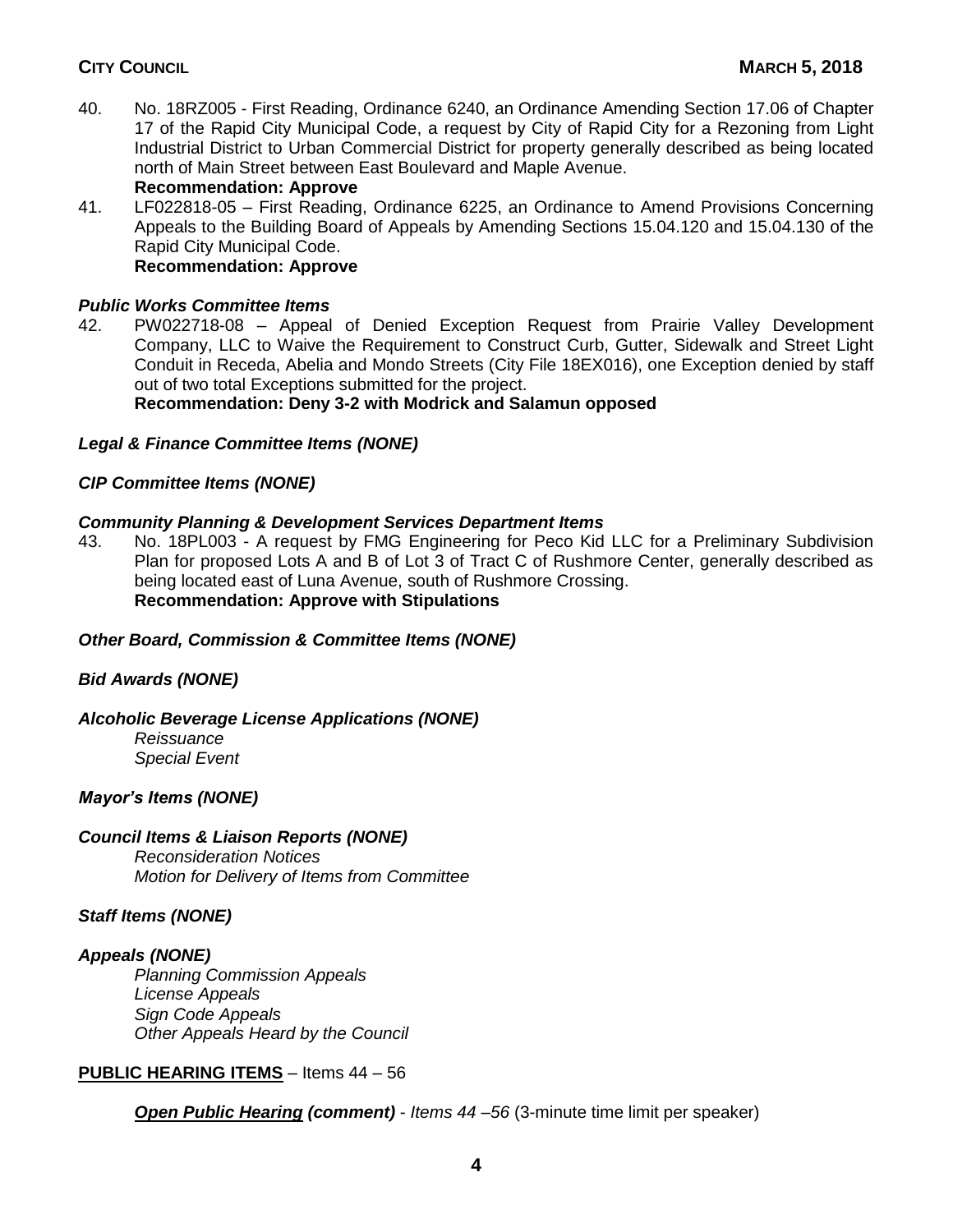40. No. 18RZ005 - First Reading, Ordinance 6240, an Ordinance Amending Section 17.06 of Chapter 17 of the Rapid City Municipal Code, a request by City of Rapid City for a Rezoning from Light Industrial District to Urban Commercial District for property generally described as being located north of Main Street between East Boulevard and Maple Avenue.
    **Recommendation: Approve**
41. LF022818-05 – First Reading, Ordinance 6225, an Ordinance to Amend Provisions Concerning Appeals to the Building Board of Appeals by Amending Sections 15.04.120 and 15.04.130 of the Rapid City Municipal Code.
    **Recommendation: Approve**

***Public Works Committee Items***

42. PW022718-08 – Appeal of Denied Exception Request from Prairie Valley Development Company, LLC to Waive the Requirement to Construct Curb, Gutter, Sidewalk and Street Light Conduit in Receda, Abelia and Mondo Streets (City File 18EX016), one Exception denied by staff out of two total Exceptions submitted for the project.
    **Recommendation: Deny 3-2 with Modrick and Salamun opposed**

***Legal & Finance Committee Items (NONE)***

***CIP Committee Items (NONE)***

***Community Planning & Development Services Department Items***

43. No. 18PL003 - A request by FMG Engineering for Peco Kid LLC for a Preliminary Subdivision Plan for proposed Lots A and B of Lot 3 of Tract C of Rushmore Center, generally described as being located east of Luna Avenue, south of Rushmore Crossing.
    **Recommendation: Approve with Stipulations**

***Other Board, Commission & Committee Items (NONE)***

***Bid Awards (NONE)***

***Alcoholic Beverage License Applications (NONE)***

*Reissuance*
*Special Event*

***Mayor's Items (NONE)***

***Council Items & Liaison Reports (NONE)***

*Reconsideration Notices*
*Motion for Delivery of Items from Committee*

***Staff Items (NONE)***

***Appeals (NONE)***

*Planning Commission Appeals*
*License Appeals*
*Sign Code Appeals*
*Other Appeals Heard by the Council*

**PUBLIC HEARING ITEMS** – Items 44 – 56

***Open Public Hearing (comment)*** - *Items 44 –56* (3-minute time limit per speaker)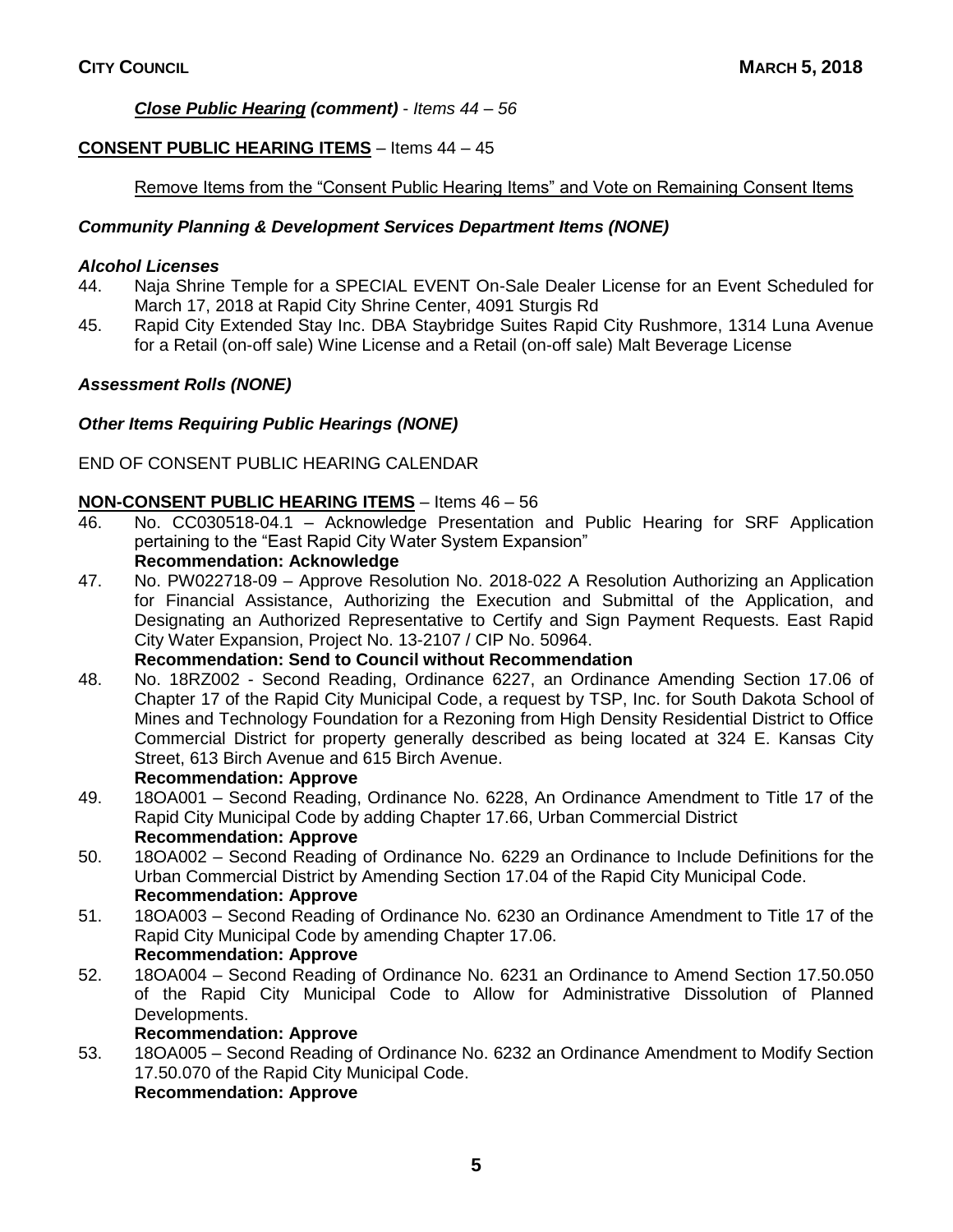***Close Public Hearing (comment)*** *- Items 44 – 56*

**CONSENT PUBLIC HEARING ITEMS** – Items 44 – 45

Remove Items from the "Consent Public Hearing Items" and Vote on Remaining Consent Items

***Community Planning & Development Services Department Items (NONE)***

***Alcohol Licenses***

44. Naja Shrine Temple for a SPECIAL EVENT On-Sale Dealer License for an Event Scheduled for March 17, 2018 at Rapid City Shrine Center, 4091 Sturgis Rd
45. Rapid City Extended Stay Inc. DBA Staybridge Suites Rapid City Rushmore, 1314 Luna Avenue for a Retail (on-off sale) Wine License and a Retail (on-off sale) Malt Beverage License

***Assessment Rolls (NONE)***

***Other Items Requiring Public Hearings (NONE)***

END OF CONSENT PUBLIC HEARING CALENDAR

**NON-CONSENT PUBLIC HEARING ITEMS** – Items 46 – 56

46. No. CC030518-04.1 – Acknowledge Presentation and Public Hearing for SRF Application pertaining to the "East Rapid City Water System Expansion"
    **Recommendation: Acknowledge**
47. No. PW022718-09 – Approve Resolution No. 2018-022 A Resolution Authorizing an Application for Financial Assistance, Authorizing the Execution and Submittal of the Application, and Designating an Authorized Representative to Certify and Sign Payment Requests. East Rapid City Water Expansion, Project No. 13-2107 / CIP No. 50964.
    **Recommendation: Send to Council without Recommendation**
48. No. 18RZ002 - Second Reading, Ordinance 6227, an Ordinance Amending Section 17.06 of Chapter 17 of the Rapid City Municipal Code, a request by TSP, Inc. for South Dakota School of Mines and Technology Foundation for a Rezoning from High Density Residential District to Office Commercial District for property generally described as being located at 324 E. Kansas City Street, 613 Birch Avenue and 615 Birch Avenue.
    **Recommendation: Approve**
49. 18OA001 – Second Reading, Ordinance No. 6228, An Ordinance Amendment to Title 17 of the Rapid City Municipal Code by adding Chapter 17.66, Urban Commercial District
    **Recommendation: Approve**
50. 18OA002 – Second Reading of Ordinance No. 6229 an Ordinance to Include Definitions for the Urban Commercial District by Amending Section 17.04 of the Rapid City Municipal Code.
    **Recommendation: Approve**
51. 18OA003 – Second Reading of Ordinance No. 6230 an Ordinance Amendment to Title 17 of the Rapid City Municipal Code by amending Chapter 17.06.
    **Recommendation: Approve**
52. 18OA004 – Second Reading of Ordinance No. 6231 an Ordinance to Amend Section 17.50.050 of the Rapid City Municipal Code to Allow for Administrative Dissolution of Planned Developments.
    **Recommendation: Approve**
53. 18OA005 – Second Reading of Ordinance No. 6232 an Ordinance Amendment to Modify Section 17.50.070 of the Rapid City Municipal Code.
    **Recommendation: Approve**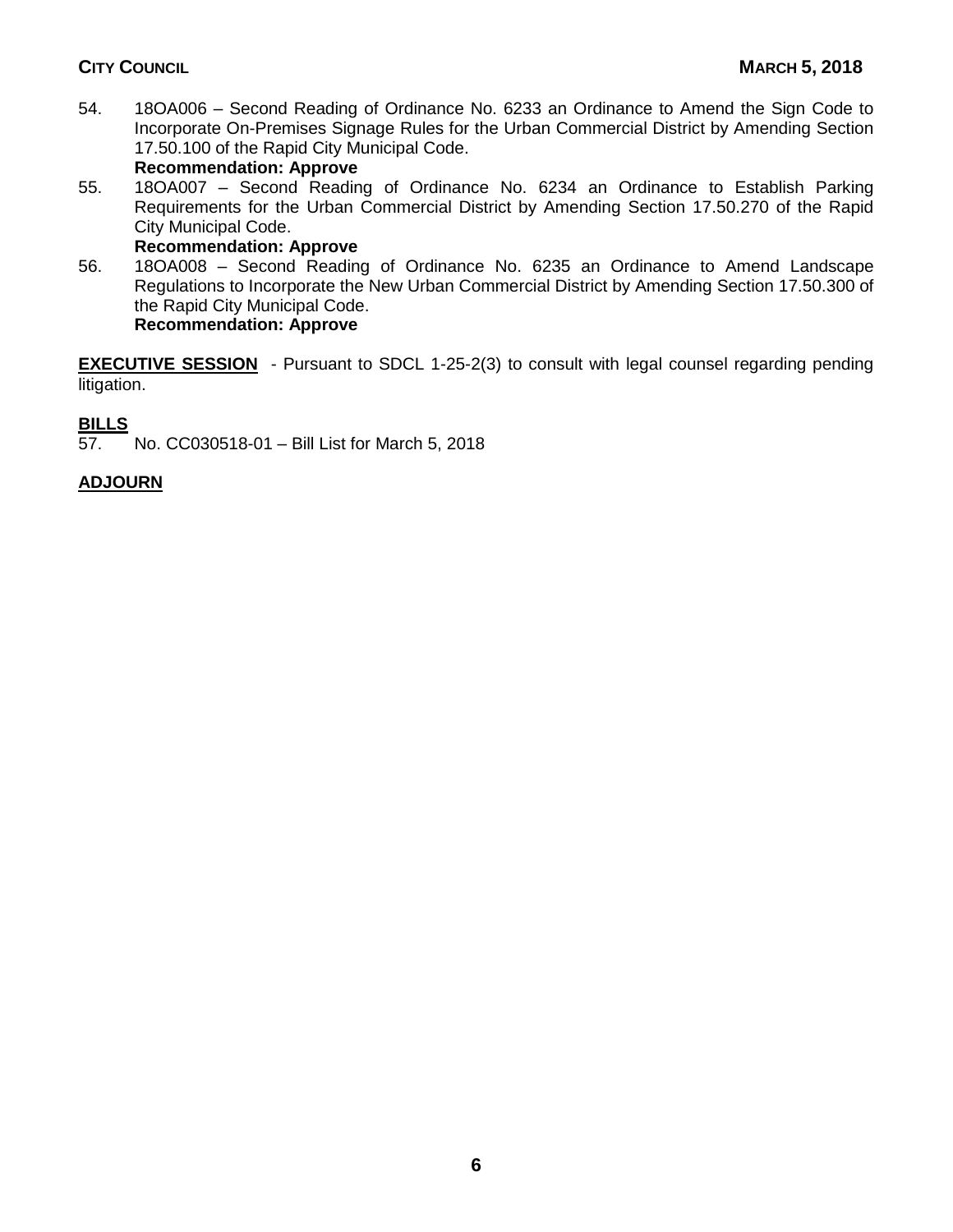54. 18OA006 – Second Reading of Ordinance No. 6233 an Ordinance to Amend the Sign Code to Incorporate On-Premises Signage Rules for the Urban Commercial District by Amending Section 17.50.100 of the Rapid City Municipal Code.
    **Recommendation: Approve**
55. 18OA007 – Second Reading of Ordinance No. 6234 an Ordinance to Establish Parking Requirements for the Urban Commercial District by Amending Section 17.50.270 of the Rapid City Municipal Code.
    **Recommendation: Approve**
56. 18OA008 – Second Reading of Ordinance No. 6235 an Ordinance to Amend Landscape Regulations to Incorporate the New Urban Commercial District by Amending Section 17.50.300 of the Rapid City Municipal Code.
    **Recommendation: Approve**

**EXECUTIVE SESSION** - Pursuant to SDCL 1-25-2(3) to consult with legal counsel regarding pending litigation.

**BILLS**

57. No. CC030518-01 – Bill List for March 5, 2018

**ADJOURN**